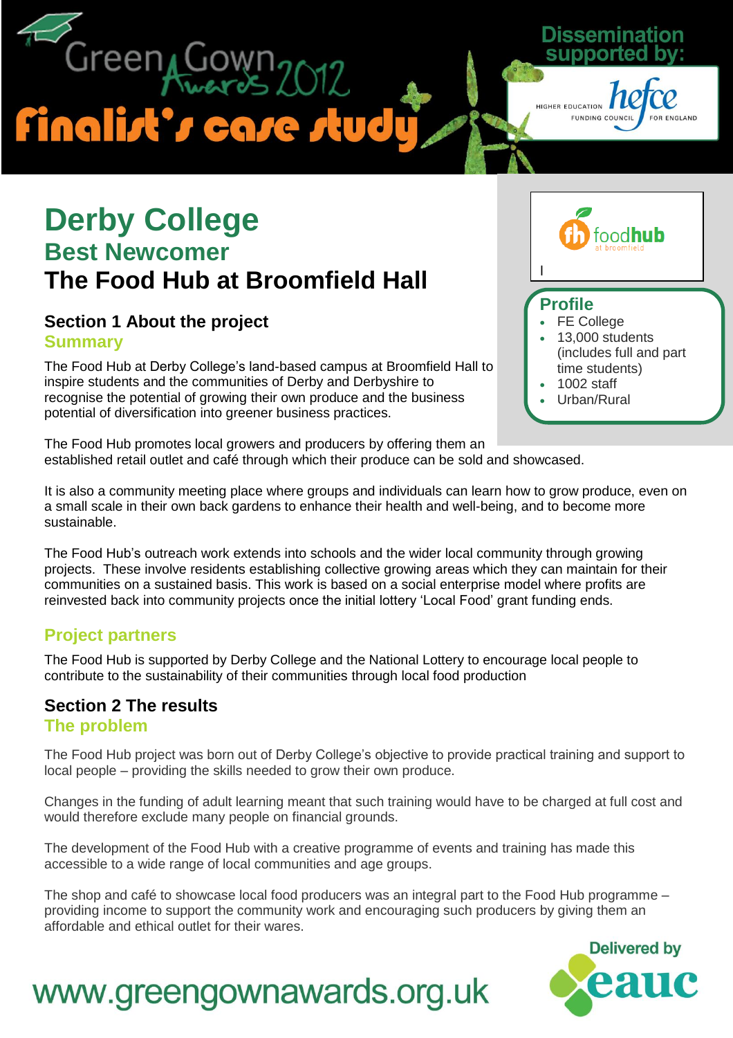Green Gown Awards 2012

Finalist's case study

Dissemination supported by: HIGHER EDUCATION FUNDING COUNCIL FOR ENGLAND hefce

# Derby College

## Best Newcomer

## The Food Hub at Broomfield Hall

foodhub at broomfield

**Profile**

- FE College
- 13,000 students (includes full and part time students)
- 1002 staff
- Urban/Rural

### Section 1 About the project

#### Summary

The Food Hub at Derby College's land-based campus at Broomfield Hall to inspire students and the communities of Derby and Derbyshire to recognise the potential of growing their own produce and the business potential of diversification into greener business practices.

The Food Hub promotes local growers and producers by offering them an established retail outlet and café through which their produce can be sold and showcased.

It is also a community meeting place where groups and individuals can learn how to grow produce, even on a small scale in their own back gardens to enhance their health and well-being, and to become more sustainable.

The Food Hub's outreach work extends into schools and the wider local community through growing projects. These involve residents establishing collective growing areas which they can maintain for their communities on a sustained basis. This work is based on a social enterprise model where profits are reinvested back into community projects once the initial lottery 'Local Food' grant funding ends.

#### Project partners

The Food Hub is supported by Derby College and the National Lottery to encourage local people to contribute to the sustainability of their communities through local food production

### Section 2 The results

#### The problem

The Food Hub project was born out of Derby College's objective to provide practical training and support to local people – providing the skills needed to grow their own produce.

Changes in the funding of adult learning meant that such training would have to be charged at full cost and would therefore exclude many people on financial grounds.

The development of the Food Hub with a creative programme of events and training has made this accessible to a wide range of local communities and age groups.

The shop and café to showcase local food producers was an integral part to the Food Hub programme – providing income to support the community work and encouraging such producers by giving them an affordable and ethical outlet for their wares.

www.greengownawards.org.uk

Delivered by eauc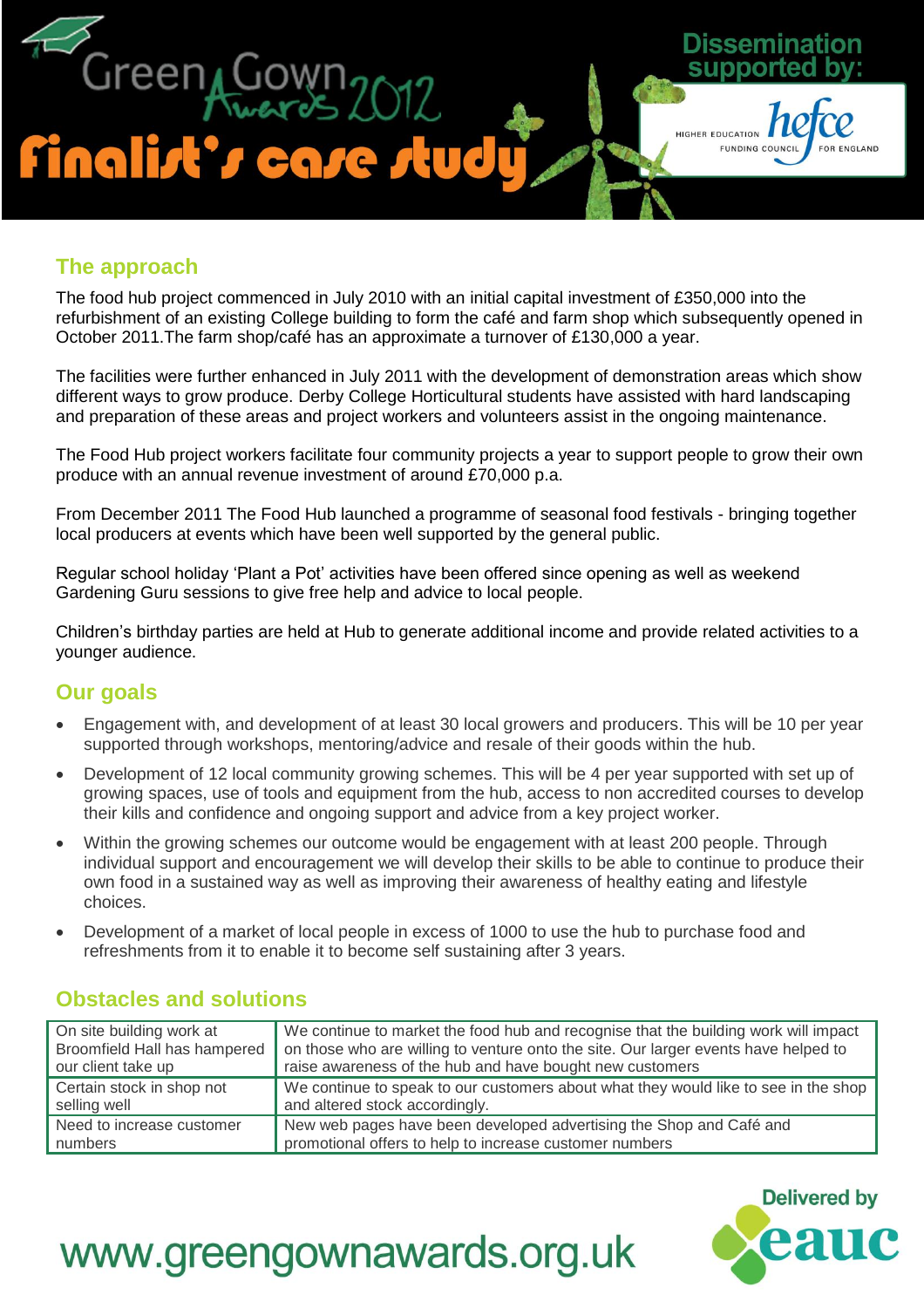## The approach

The food hub project commenced in July 2010 with an initial capital investment of £350,000 into the refurbishment of an existing College building to form the café and farm shop which subsequently opened in October 2011.The farm shop/café has an approximate a turnover of £130,000 a year.

The facilities were further enhanced in July 2011 with the development of demonstration areas which show different ways to grow produce. Derby College Horticultural students have assisted with hard landscaping and preparation of these areas and project workers and volunteers assist in the ongoing maintenance.

The Food Hub project workers facilitate four community projects a year to support people to grow their own produce with an annual revenue investment of around £70,000 p.a.

From December 2011 The Food Hub launched a programme of seasonal food festivals - bringing together local producers at events which have been well supported by the general public.

Regular school holiday 'Plant a Pot' activities have been offered since opening as well as weekend Gardening Guru sessions to give free help and advice to local people.

Children's birthday parties are held at Hub to generate additional income and provide related activities to a younger audience.

## Our goals

- Engagement with, and development of at least 30 local growers and producers. This will be 10 per year supported through workshops, mentoring/advice and resale of their goods within the hub.
- Development of 12 local community growing schemes. This will be 4 per year supported with set up of growing spaces, use of tools and equipment from the hub, access to non accredited courses to develop their kills and confidence and ongoing support and advice from a key project worker.
- Within the growing schemes our outcome would be engagement with at least 200 people. Through individual support and encouragement we will develop their skills to be able to continue to produce their own food in a sustained way as well as improving their awareness of healthy eating and lifestyle choices.
- Development of a market of local people in excess of 1000 to use the hub to purchase food and refreshments from it to enable it to become self sustaining after 3 years.

## Obstacles and solutions

| Obstacle | Solution |
|---|---|
| On site building work at Broomfield Hall has hampered our client take up | We continue to market the food hub and recognise that the building work will impact on those who are willing to venture onto the site. Our larger events have helped to raise awareness of the hub and have bought new customers |
| Certain stock in shop not selling well | We continue to speak to our customers about what they would like to see in the shop and altered stock accordingly. |
| Need to increase customer numbers | New web pages have been developed advertising the Shop and Café and promotional offers to help to increase customer numbers |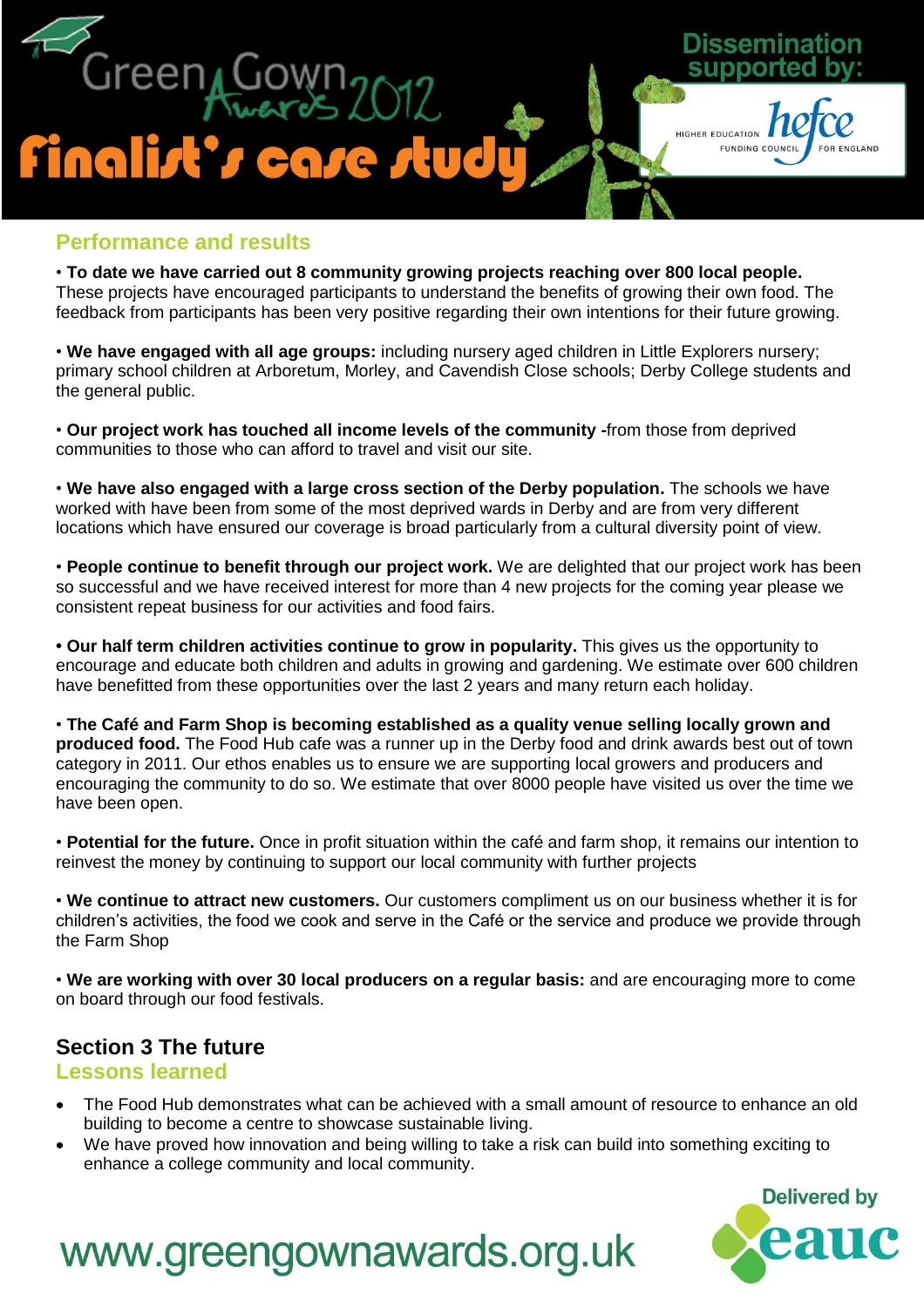## Performance and results

• **To date we have carried out 8 community growing projects reaching over 800 local people.** These projects have encouraged participants to understand the benefits of growing their own food. The feedback from participants has been very positive regarding their own intentions for their future growing.

• **We have engaged with all age groups:** including nursery aged children in Little Explorers nursery; primary school children at Arboretum, Morley, and Cavendish Close schools; Derby College students and the general public.

• **Our project work has touched all income levels of the community -**from those from deprived communities to those who can afford to travel and visit our site.

• **We have also engaged with a large cross section of the Derby population.** The schools we have worked with have been from some of the most deprived wards in Derby and are from very different locations which have ensured our coverage is broad particularly from a cultural diversity point of view.

• **People continue to benefit through our project work.** We are delighted that our project work has been so successful and we have received interest for more than 4 new projects for the coming year please we consistent repeat business for our activities and food fairs.

• **Our half term children activities continue to grow in popularity.** This gives us the opportunity to encourage and educate both children and adults in growing and gardening. We estimate over 600 children have benefitted from these opportunities over the last 2 years and many return each holiday.

• **The Café and Farm Shop is becoming established as a quality venue selling locally grown and produced food.** The Food Hub cafe was a runner up in the Derby food and drink awards best out of town category in 2011. Our ethos enables us to ensure we are supporting local growers and producers and encouraging the community to do so. We estimate that over 8000 people have visited us over the time we have been open.

• **Potential for the future.** Once in profit situation within the café and farm shop, it remains our intention to reinvest the money by continuing to support our local community with further projects

• **We continue to attract new customers.** Our customers compliment us on our business whether it is for children's activities, the food we cook and serve in the Café or the service and produce we provide through the Farm Shop

• **We are working with over 30 local producers on a regular basis:** and are encouraging more to come on board through our food festivals.

## Section 3 The future

### Lessons learned

- The Food Hub demonstrates what can be achieved with a small amount of resource to enhance an old building to become a centre to showcase sustainable living.
- We have proved how innovation and being willing to take a risk can build into something exciting to enhance a college community and local community.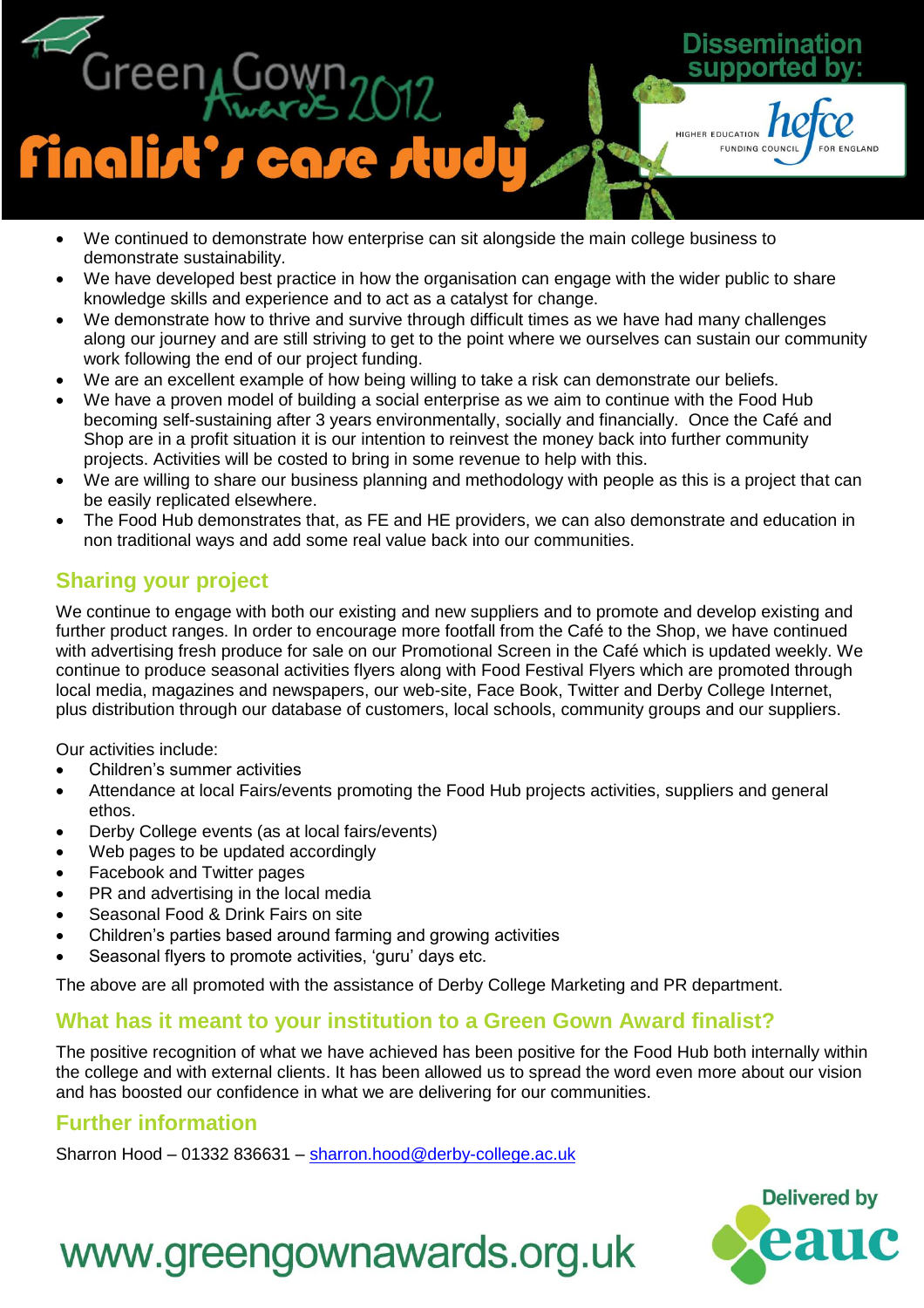- We continued to demonstrate how enterprise can sit alongside the main college business to demonstrate sustainability.
- We have developed best practice in how the organisation can engage with the wider public to share knowledge skills and experience and to act as a catalyst for change.
- We demonstrate how to thrive and survive through difficult times as we have had many challenges along our journey and are still striving to get to the point where we ourselves can sustain our community work following the end of our project funding.
- We are an excellent example of how being willing to take a risk can demonstrate our beliefs.
- We have a proven model of building a social enterprise as we aim to continue with the Food Hub becoming self-sustaining after 3 years environmentally, socially and financially. Once the Café and Shop are in a profit situation it is our intention to reinvest the money back into further community projects. Activities will be costed to bring in some revenue to help with this.
- We are willing to share our business planning and methodology with people as this is a project that can be easily replicated elsewhere.
- The Food Hub demonstrates that, as FE and HE providers, we can also demonstrate and education in non traditional ways and add some real value back into our communities.

## Sharing your project

We continue to engage with both our existing and new suppliers and to promote and develop existing and further product ranges. In order to encourage more footfall from the Café to the Shop, we have continued with advertising fresh produce for sale on our Promotional Screen in the Café which is updated weekly. We continue to produce seasonal activities flyers along with Food Festival Flyers which are promoted through local media, magazines and newspapers, our web-site, Face Book, Twitter and Derby College Internet, plus distribution through our database of customers, local schools, community groups and our suppliers.

Our activities include:

- Children's summer activities
- Attendance at local Fairs/events promoting the Food Hub projects activities, suppliers and general ethos.
- Derby College events (as at local fairs/events)
- Web pages to be updated accordingly
- Facebook and Twitter pages
- PR and advertising in the local media
- Seasonal Food & Drink Fairs on site
- Children's parties based around farming and growing activities
- Seasonal flyers to promote activities, 'guru' days etc.

The above are all promoted with the assistance of Derby College Marketing and PR department.

## What has it meant to your institution to a Green Gown Award finalist?

The positive recognition of what we have achieved has been positive for the Food Hub both internally within the college and with external clients. It has been allowed us to spread the word even more about our vision and has boosted our confidence in what we are delivering for our communities.

## Further information

Sharron Hood – 01332 836631 – sharron.hood@derby-college.ac.uk